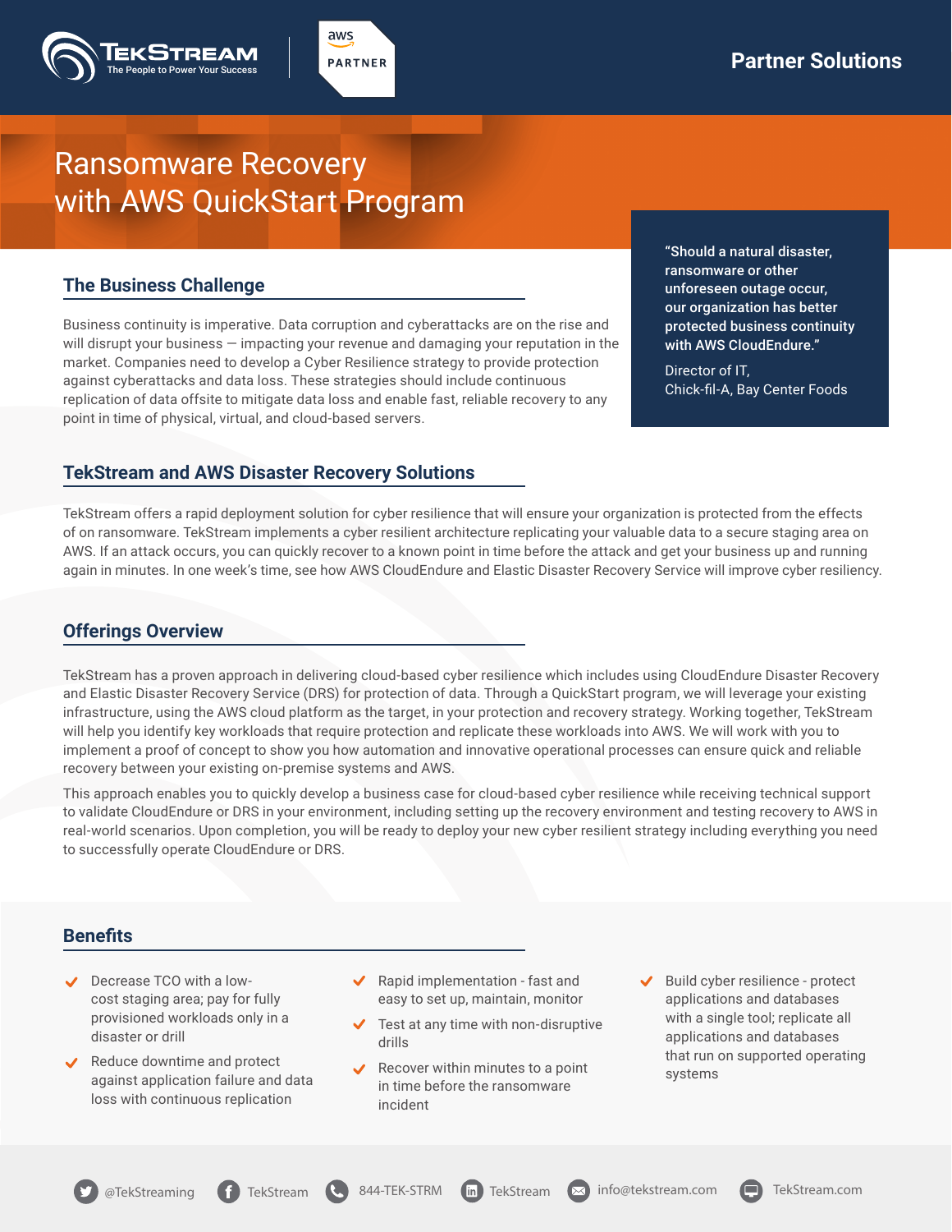TekStream — The People to Power Your Success | aws PARTNER

Partner Solutions

# Ransomware Recovery with AWS QuickStart Program

> "Should a natural disaster, ransomware or other unforeseen outage occur, our organization has better protected business continuity with AWS CloudEndure."
>
> Director of IT, Chick-fil-A, Bay Center Foods

## The Business Challenge

Business continuity is imperative. Data corruption and cyberattacks are on the rise and will disrupt your business — impacting your revenue and damaging your reputation in the market. Companies need to develop a Cyber Resilience strategy to provide protection against cyberattacks and data loss. These strategies should include continuous replication of data offsite to mitigate data loss and enable fast, reliable recovery to any point in time of physical, virtual, and cloud-based servers.

## TekStream and AWS Disaster Recovery Solutions

TekStream offers a rapid deployment solution for cyber resilience that will ensure your organization is protected from the effects of on ransomware. TekStream implements a cyber resilient architecture replicating your valuable data to a secure staging area on AWS. If an attack occurs, you can quickly recover to a known point in time before the attack and get your business up and running again in minutes. In one week's time, see how AWS CloudEndure and Elastic Disaster Recovery Service will improve cyber resiliency.

## Offerings Overview

TekStream has a proven approach in delivering cloud-based cyber resilience which includes using CloudEndure Disaster Recovery and Elastic Disaster Recovery Service (DRS) for protection of data. Through a QuickStart program, we will leverage your existing infrastructure, using the AWS cloud platform as the target, in your protection and recovery strategy. Working together, TekStream will help you identify key workloads that require protection and replicate these workloads into AWS. We will work with you to implement a proof of concept to show you how automation and innovative operational processes can ensure quick and reliable recovery between your existing on-premise systems and AWS.

This approach enables you to quickly develop a business case for cloud-based cyber resilience while receiving technical support to validate CloudEndure or DRS in your environment, including setting up the recovery environment and testing recovery to AWS in real-world scenarios. Upon completion, you will be ready to deploy your new cyber resilient strategy including everything you need to successfully operate CloudEndure or DRS.

## Benefits

- Decrease TCO with a low-cost staging area; pay for fully provisioned workloads only in a disaster or drill
- Reduce downtime and protect against application failure and data loss with continuous replication
- Rapid implementation - fast and easy to set up, maintain, monitor
- Test at any time with non-disruptive drills
- Recover within minutes to a point in time before the ransomware incident
- Build cyber resilience - protect applications and databases with a single tool; replicate all applications and databases that run on supported operating systems

@TekStreaming | TekStream | 844-TEK-STRM | TekStream | info@tekstream.com | TekStream.com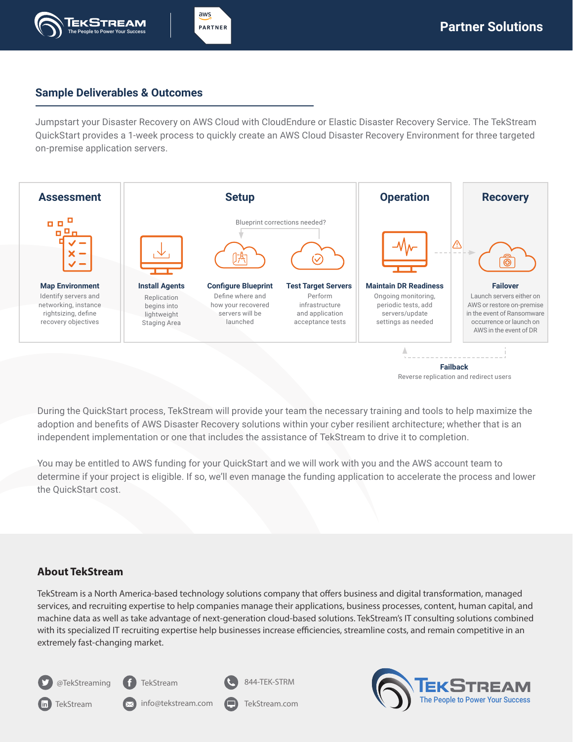## Sample Deliverables & Outcomes

Jumpstart your Disaster Recovery on AWS Cloud with CloudEndure or Elastic Disaster Recovery Service. The TekStream QuickStart provides a 1-week process to quickly create an AWS Cloud Disaster Recovery Environment for three targeted on-premise application servers.

### Assessment

**Map Environment**
Identify servers and networking, instance rightsizing, define recovery objectives

### Setup

Blueprint corrections needed?

**Install Agents**
Replication begins into lightweight Staging Area

**Configure Blueprint**
Define where and how your recovered servers will be launched

**Test Target Servers**
Perform infrastructure and application acceptance tests

### Operation

**Maintain DR Readiness**
Ongoing monitoring, periodic tests, add servers/update settings as needed

### Recovery

**Failover**
Launch servers either on AWS or restore on-premise in the event of Ransomware occurrence or launch on AWS in the event of DR

**Failback**
Reverse replication and redirect users

During the QuickStart process, TekStream will provide your team the necessary training and tools to help maximize the adoption and benefits of AWS Disaster Recovery solutions within your cyber resilient architecture; whether that is an independent implementation or one that includes the assistance of TekStream to drive it to completion.

You may be entitled to AWS funding for your QuickStart and we will work with you and the AWS account team to determine if your project is eligible. If so, we'll even manage the funding application to accelerate the process and lower the QuickStart cost.

## About TekStream

TekStream is a North America-based technology solutions company that offers business and digital transformation, managed services, and recruiting expertise to help companies manage their applications, business processes, content, human capital, and machine data as well as take advantage of next-generation cloud-based solutions. TekStream's IT consulting solutions combined with its specialized IT recruiting expertise help businesses increase efficiencies, streamline costs, and remain competitive in an extremely fast-changing market.

@TekStreaming
TekStream
TekStream
info@tekstream.com
844-TEK-STRM
TekStream.com

TekStream
The People to Power Your Success